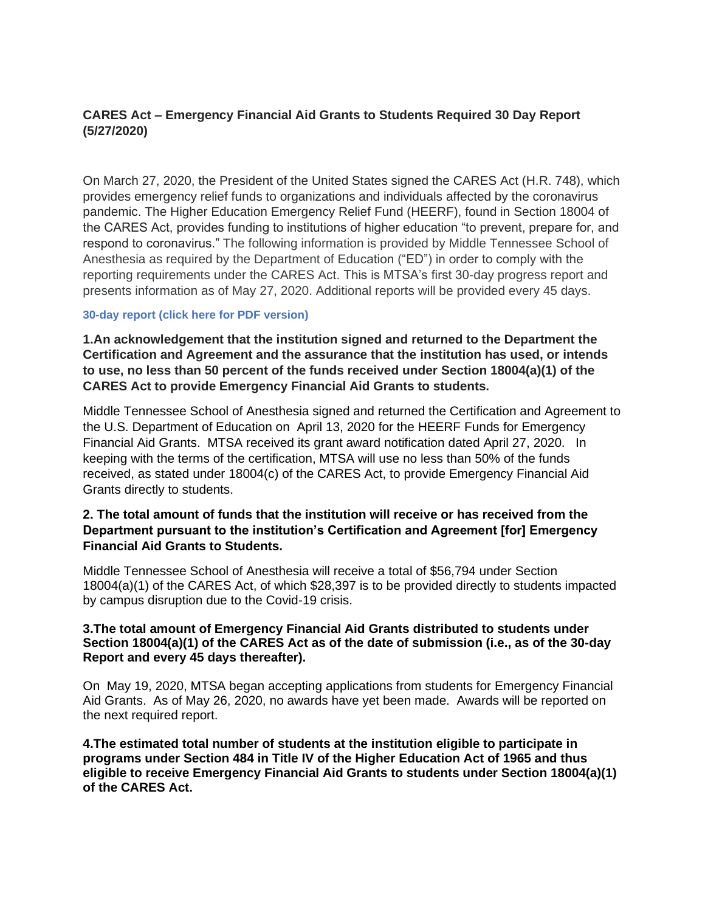## CARES Act – Emergency Financial Aid Grants to Students Required 30 Day Report (5/27/2020)

On March 27, 2020, the President of the United States signed the CARES Act (H.R. 748), which provides emergency relief funds to organizations and individuals affected by the coronavirus pandemic. The Higher Education Emergency Relief Fund (HEERF), found in Section 18004 of the CARES Act, provides funding to institutions of higher education "to prevent, prepare for, and respond to coronavirus." The following information is provided by Middle Tennessee School of Anesthesia as required by the Department of Education ("ED") in order to comply with the reporting requirements under the CARES Act. This is MTSA's first 30-day progress report and presents information as of May 27, 2020. Additional reports will be provided every 45 days.

**30-day report (click here for PDF version)**

**1.An acknowledgement that the institution signed and returned to the Department the Certification and Agreement and the assurance that the institution has used, or intends to use, no less than 50 percent of the funds received under Section 18004(a)(1) of the CARES Act to provide Emergency Financial Aid Grants to students.**

Middle Tennessee School of Anesthesia signed and returned the Certification and Agreement to the U.S. Department of Education on April 13, 2020 for the HEERF Funds for Emergency Financial Aid Grants. MTSA received its grant award notification dated April 27, 2020. In keeping with the terms of the certification, MTSA will use no less than 50% of the funds received, as stated under 18004(c) of the CARES Act, to provide Emergency Financial Aid Grants directly to students.

**2. The total amount of funds that the institution will receive or has received from the Department pursuant to the institution's Certification and Agreement [for] Emergency Financial Aid Grants to Students.**

Middle Tennessee School of Anesthesia will receive a total of $56,794 under Section 18004(a)(1) of the CARES Act, of which $28,397 is to be provided directly to students impacted by campus disruption due to the Covid-19 crisis.

**3.The total amount of Emergency Financial Aid Grants distributed to students under Section 18004(a)(1) of the CARES Act as of the date of submission (i.e., as of the 30-day Report and every 45 days thereafter).**

On May 19, 2020, MTSA began accepting applications from students for Emergency Financial Aid Grants. As of May 26, 2020, no awards have yet been made. Awards will be reported on the next required report.

**4.The estimated total number of students at the institution eligible to participate in programs under Section 484 in Title IV of the Higher Education Act of 1965 and thus eligible to receive Emergency Financial Aid Grants to students under Section 18004(a)(1) of the CARES Act.**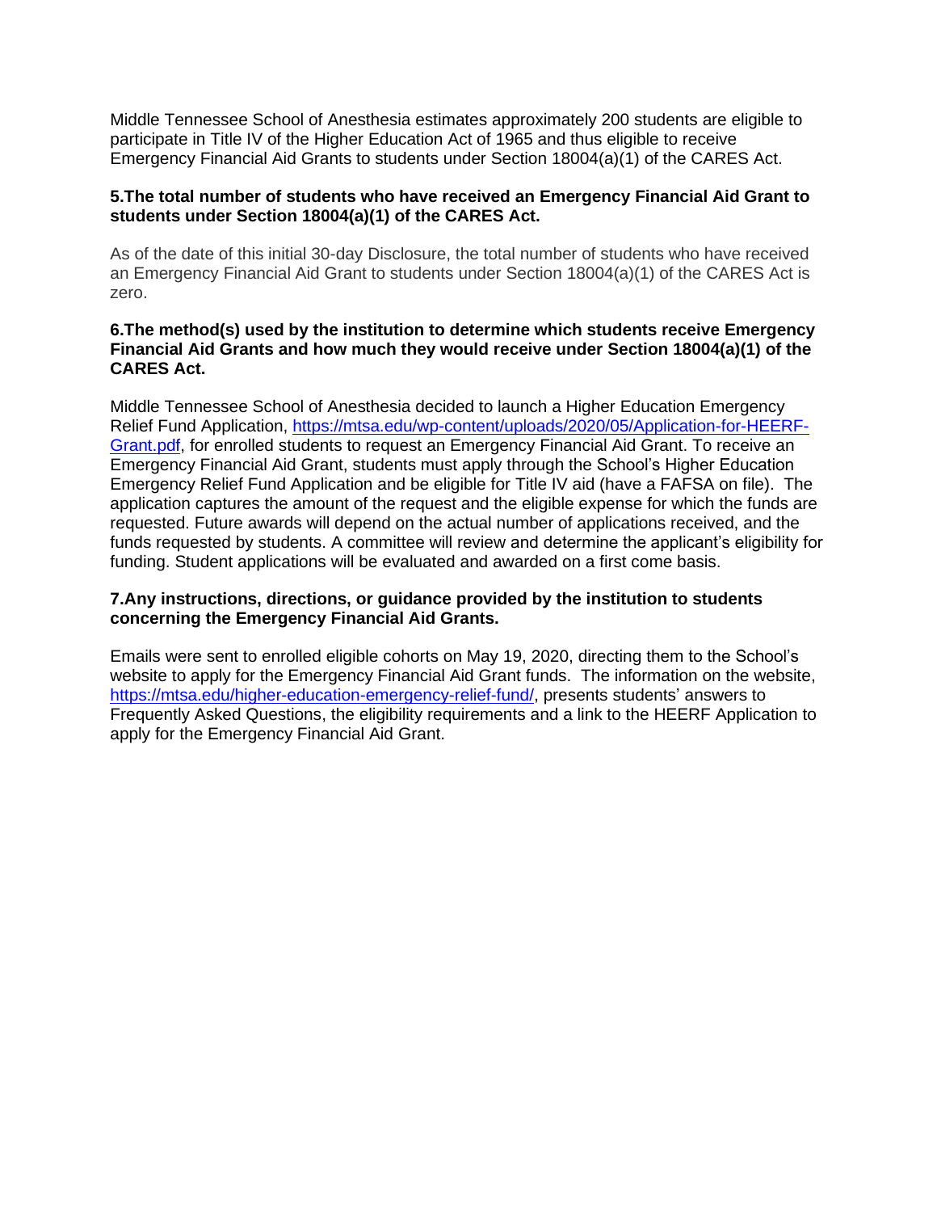Middle Tennessee School of Anesthesia estimates approximately 200 students are eligible to participate in Title IV of the Higher Education Act of 1965 and thus eligible to receive Emergency Financial Aid Grants to students under Section 18004(a)(1) of the CARES Act.

**5.The total number of students who have received an Emergency Financial Aid Grant to students under Section 18004(a)(1) of the CARES Act.**

As of the date of this initial 30-day Disclosure, the total number of students who have received an Emergency Financial Aid Grant to students under Section 18004(a)(1) of the CARES Act is zero.

**6.The method(s) used by the institution to determine which students receive Emergency Financial Aid Grants and how much they would receive under Section 18004(a)(1) of the CARES Act.**

Middle Tennessee School of Anesthesia decided to launch a Higher Education Emergency Relief Fund Application, [https://mtsa.edu/wp-content/uploads/2020/05/Application-for-HEERF-Grant.pdf](https://mtsa.edu/wp-content/uploads/2020/05/Application-for-HEERF-Grant.pdf), for enrolled students to request an Emergency Financial Aid Grant. To receive an Emergency Financial Aid Grant, students must apply through the School's Higher Education Emergency Relief Fund Application and be eligible for Title IV aid (have a FAFSA on file). The application captures the amount of the request and the eligible expense for which the funds are requested. Future awards will depend on the actual number of applications received, and the funds requested by students. A committee will review and determine the applicant's eligibility for funding. Student applications will be evaluated and awarded on a first come basis.

**7.Any instructions, directions, or guidance provided by the institution to students concerning the Emergency Financial Aid Grants.**

Emails were sent to enrolled eligible cohorts on May 19, 2020, directing them to the School's website to apply for the Emergency Financial Aid Grant funds. The information on the website, [https://mtsa.edu/higher-education-emergency-relief-fund/](https://mtsa.edu/higher-education-emergency-relief-fund/), presents students' answers to Frequently Asked Questions, the eligibility requirements and a link to the HEERF Application to apply for the Emergency Financial Aid Grant.